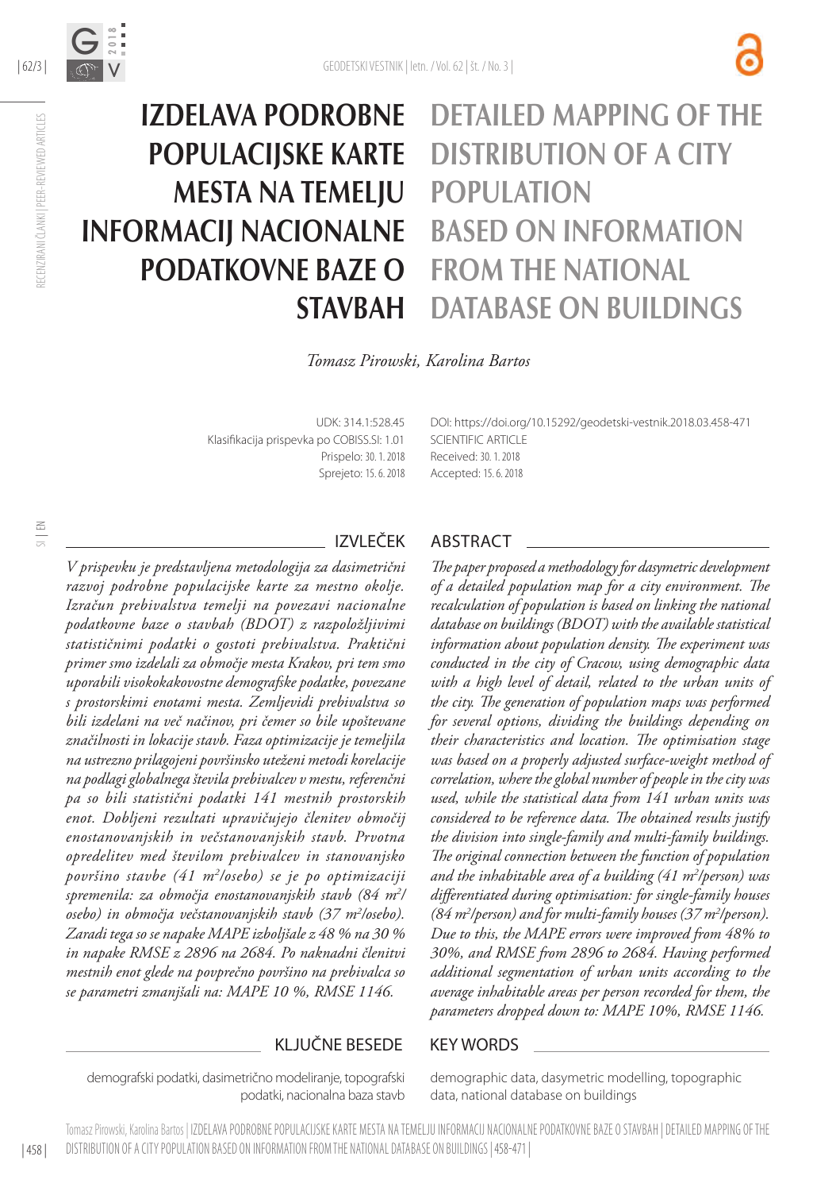# IZDELAVA PODROBNE POPULACIJSKE KARTE MESTA NA TEMELJU INFORMACIJ NACIONALNE PODATKOVNE BAZE O STAVBAH

# DETAILED MAPPING OF THE DISTRIBUTION OF A CITY POPULATION BASED ON INFORMATION FROM THE NATIONAL DATABASE ON BUILDINGS

*Tomasz Pirowski, Karolina Bartos*

UDK: 314.1:528.45
Klasifikacija prispevka po COBISS.SI: 1.01
Prispelo: 30. 1. 2018
Sprejeto: 15. 6. 2018

DOI: https://doi.org/10.15292/geodetski-vestnik.2018.03.458-471
SCIENTIFIC ARTICLE
Received: 30. 1. 2018
Accepted: 15. 6. 2018

## IZVLEČEK

*V prispevku je predstavljena metodologija za dasimetrični razvoj podrobne populacijske karte za mestno okolje. Izračun prebivalstva temelji na povezavi nacionalne podatkovne baze o stavbah (BDOT) z razpoložljivimi statističnimi podatki o gostoti prebivalstva. Praktični primer smo izdelali za območje mesta Krakov, pri tem smo uporabili visokokakovostne demografske podatke, povezane s prostorskimi enotami mesta. Zemljevidi prebivalstva so bili izdelani na več načinov, pri čemer so bile upoštevane značilnosti in lokacije stavb. Faza optimizacije je temeljila na ustrezno prilagojeni površinsko uteženi metodi korelacije na podlagi globalnega števila prebivalcev v mestu, referenčni pa so bili statistični podatki 141 mestnih prostorskih enot. Dobljeni rezultati upravičujejo členitev območij enostanovanjskih in večstanovanjskih stavb. Prvotna opredelitev med številom prebivalcev in stanovanjsko površino stavbe (41 m$^2$/osebo) se je po optimizaciji spremenila: za območja enostanovanjskih stavb (84 m$^2$/osebo) in območja večstanovanjskih stavb (37 m$^2$/osebo). Zaradi tega so se napake MAPE izboljšale z 48 % na 30 % in napake RMSE z 2896 na 2684. Po naknadni členitvi mestnih enot glede na povprečno površino na prebivalca so se parametri zmanjšali na: MAPE 10 %, RMSE 1146.*

## ABSTRACT

*The paper proposed a methodology for dasymetric development of a detailed population map for a city environment. The recalculation of population is based on linking the national database on buildings (BDOT) with the available statistical information about population density. The experiment was conducted in the city of Cracow, using demographic data with a high level of detail, related to the urban units of the city. The generation of population maps was performed for several options, dividing the buildings depending on their characteristics and location. The optimisation stage was based on a properly adjusted surface-weight method of correlation, where the global number of people in the city was used, while the statistical data from 141 urban units was considered to be reference data. The obtained results justify the division into single-family and multi-family buildings. The original connection between the function of population and the inhabitable area of a building (41 m$^2$/person) was differentiated during optimisation: for single-family houses (84 m$^2$/person) and for multi-family houses (37 m$^2$/person). Due to this, the MAPE errors were improved from 48% to 30%, and RMSE from 2896 to 2684. Having performed additional segmentation of urban units according to the average inhabitable areas per person recorded for them, the parameters dropped down to: MAPE 10%, RMSE 1146.*

## KLJUČNE BESEDE

demografski podatki, dasimetrično modeliranje, topografski podatki, nacionalna baza stavb

## KEY WORDS

demographic data, dasymetric modelling, topographic data, national database on buildings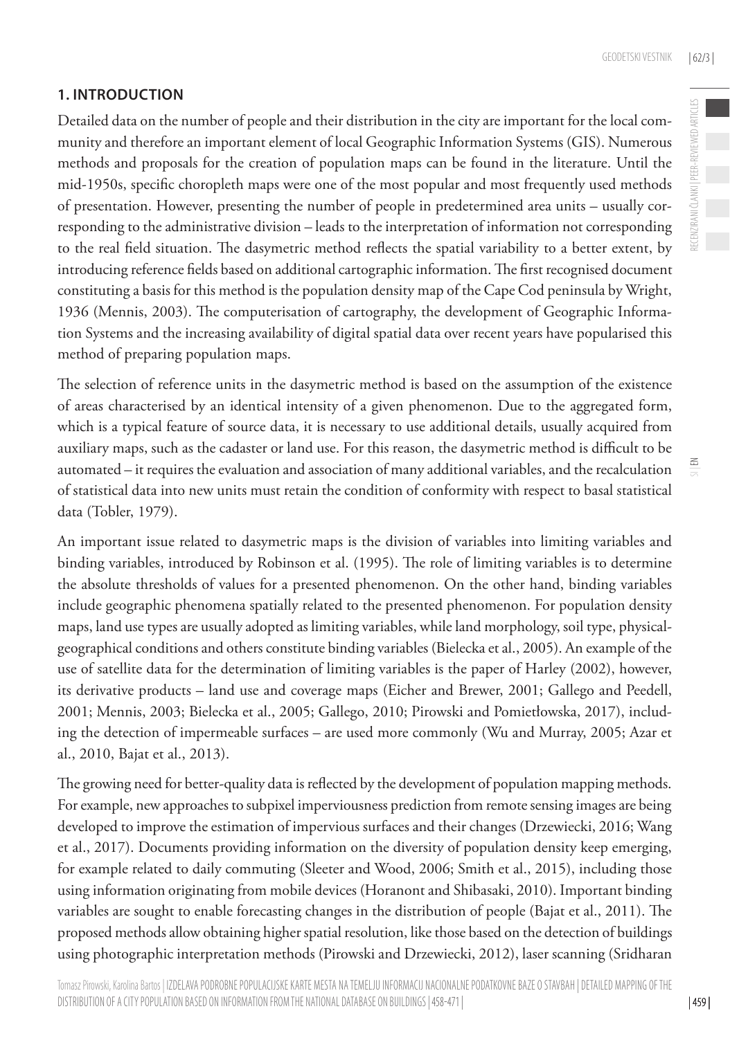## 1. INTRODUCTION

Detailed data on the number of people and their distribution in the city are important for the local community and therefore an important element of local Geographic Information Systems (GIS). Numerous methods and proposals for the creation of population maps can be found in the literature. Until the mid-1950s, specific choropleth maps were one of the most popular and most frequently used methods of presentation. However, presenting the number of people in predetermined area units – usually corresponding to the administrative division – leads to the interpretation of information not corresponding to the real field situation. The dasymetric method reflects the spatial variability to a better extent, by introducing reference fields based on additional cartographic information. The first recognised document constituting a basis for this method is the population density map of the Cape Cod peninsula by Wright, 1936 (Mennis, 2003). The computerisation of cartography, the development of Geographic Information Systems and the increasing availability of digital spatial data over recent years have popularised this method of preparing population maps.

The selection of reference units in the dasymetric method is based on the assumption of the existence of areas characterised by an identical intensity of a given phenomenon. Due to the aggregated form, which is a typical feature of source data, it is necessary to use additional details, usually acquired from auxiliary maps, such as the cadaster or land use. For this reason, the dasymetric method is difficult to be automated – it requires the evaluation and association of many additional variables, and the recalculation of statistical data into new units must retain the condition of conformity with respect to basal statistical data (Tobler, 1979).

An important issue related to dasymetric maps is the division of variables into limiting variables and binding variables, introduced by Robinson et al. (1995). The role of limiting variables is to determine the absolute thresholds of values for a presented phenomenon. On the other hand, binding variables include geographic phenomena spatially related to the presented phenomenon. For population density maps, land use types are usually adopted as limiting variables, while land morphology, soil type, physical-geographical conditions and others constitute binding variables (Bielecka et al., 2005). An example of the use of satellite data for the determination of limiting variables is the paper of Harley (2002), however, its derivative products – land use and coverage maps (Eicher and Brewer, 2001; Gallego and Peedell, 2001; Mennis, 2003; Bielecka et al., 2005; Gallego, 2010; Pirowski and Pomietłowska, 2017), including the detection of impermeable surfaces – are used more commonly (Wu and Murray, 2005; Azar et al., 2010, Bajat et al., 2013).

The growing need for better-quality data is reflected by the development of population mapping methods. For example, new approaches to subpixel imperviousness prediction from remote sensing images are being developed to improve the estimation of impervious surfaces and their changes (Drzewiecki, 2016; Wang et al., 2017). Documents providing information on the diversity of population density keep emerging, for example related to daily commuting (Sleeter and Wood, 2006; Smith et al., 2015), including those using information originating from mobile devices (Horanont and Shibasaki, 2010). Important binding variables are sought to enable forecasting changes in the distribution of people (Bajat et al., 2011). The proposed methods allow obtaining higher spatial resolution, like those based on the detection of buildings using photographic interpretation methods (Pirowski and Drzewiecki, 2012), laser scanning (Sridharan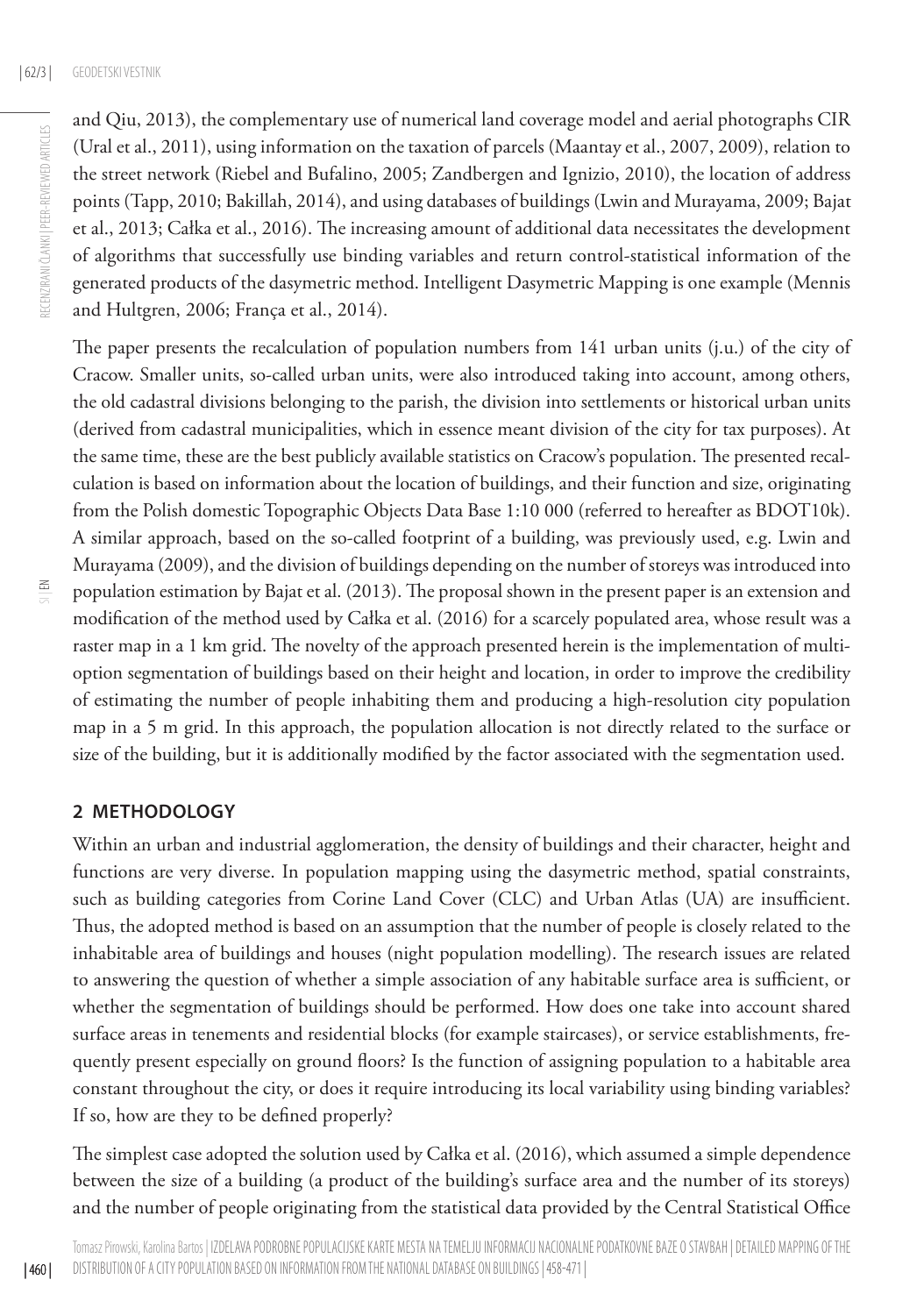and Qiu, 2013), the complementary use of numerical land coverage model and aerial photographs CIR (Ural et al., 2011), using information on the taxation of parcels (Maantay et al., 2007, 2009), relation to the street network (Riebel and Bufalino, 2005; Zandbergen and Ignizio, 2010), the location of address points (Tapp, 2010; Bakillah, 2014), and using databases of buildings (Lwin and Murayama, 2009; Bajat et al., 2013; Całka et al., 2016). The increasing amount of additional data necessitates the development of algorithms that successfully use binding variables and return control-statistical information of the generated products of the dasymetric method. Intelligent Dasymetric Mapping is one example (Mennis and Hultgren, 2006; França et al., 2014).

The paper presents the recalculation of population numbers from 141 urban units (j.u.) of the city of Cracow. Smaller units, so-called urban units, were also introduced taking into account, among others, the old cadastral divisions belonging to the parish, the division into settlements or historical urban units (derived from cadastral municipalities, which in essence meant division of the city for tax purposes). At the same time, these are the best publicly available statistics on Cracow's population. The presented recalculation is based on information about the location of buildings, and their function and size, originating from the Polish domestic Topographic Objects Data Base 1:10 000 (referred to hereafter as BDOT10k). A similar approach, based on the so-called footprint of a building, was previously used, e.g. Lwin and Murayama (2009), and the division of buildings depending on the number of storeys was introduced into population estimation by Bajat et al. (2013). The proposal shown in the present paper is an extension and modification of the method used by Całka et al. (2016) for a scarcely populated area, whose result was a raster map in a 1 km grid. The novelty of the approach presented herein is the implementation of multi-option segmentation of buildings based on their height and location, in order to improve the credibility of estimating the number of people inhabiting them and producing a high-resolution city population map in a 5 m grid. In this approach, the population allocation is not directly related to the surface or size of the building, but it is additionally modified by the factor associated with the segmentation used.

## 2 METHODOLOGY

Within an urban and industrial agglomeration, the density of buildings and their character, height and functions are very diverse. In population mapping using the dasymetric method, spatial constraints, such as building categories from Corine Land Cover (CLC) and Urban Atlas (UA) are insufficient. Thus, the adopted method is based on an assumption that the number of people is closely related to the inhabitable area of buildings and houses (night population modelling). The research issues are related to answering the question of whether a simple association of any habitable surface area is sufficient, or whether the segmentation of buildings should be performed. How does one take into account shared surface areas in tenements and residential blocks (for example staircases), or service establishments, frequently present especially on ground floors? Is the function of assigning population to a habitable area constant throughout the city, or does it require introducing its local variability using binding variables? If so, how are they to be defined properly?

The simplest case adopted the solution used by Całka et al. (2016), which assumed a simple dependence between the size of a building (a product of the building's surface area and the number of its storeys) and the number of people originating from the statistical data provided by the Central Statistical Office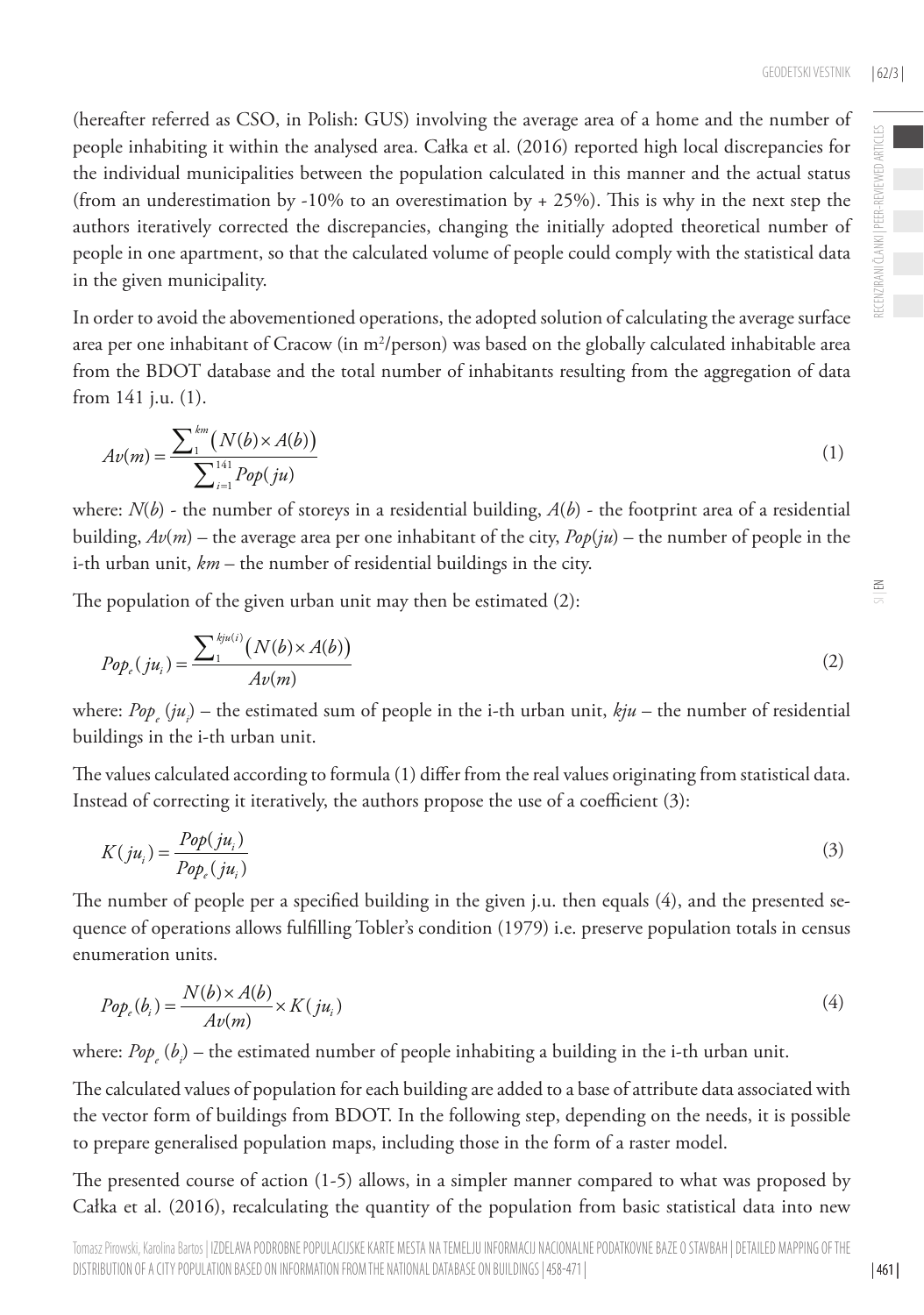(hereafter referred as CSO, in Polish: GUS) involving the average area of a home and the number of people inhabiting it within the analysed area. Całka et al. (2016) reported high local discrepancies for the individual municipalities between the population calculated in this manner and the actual status (from an underestimation by -10% to an overestimation by + 25%). This is why in the next step the authors iteratively corrected the discrepancies, changing the initially adopted theoretical number of people in one apartment, so that the calculated volume of people could comply with the statistical data in the given municipality.

In order to avoid the abovementioned operations, the adopted solution of calculating the average surface area per one inhabitant of Cracow (in m$^2$/person) was based on the globally calculated inhabitable area from the BDOT database and the total number of inhabitants resulting from the aggregation of data from 141 j.u. (1).

$$Av(m) = \frac{\sum_{1}^{km}\left(N(b) \times A(b)\right)}{\sum_{i=1}^{141} Pop(ju)} \tag{1}$$

where: $N(b)$ - the number of storeys in a residential building, $A(b)$ - the footprint area of a residential building, $Av(m)$ – the average area per one inhabitant of the city, $Pop(ju)$ – the number of people in the i-th urban unit, $km$ – the number of residential buildings in the city.

The population of the given urban unit may then be estimated (2):

$$Pop_e(ju_i) = \frac{\sum_{1}^{kju(i)}\left(N(b) \times A(b)\right)}{Av(m)} \tag{2}$$

where: $Pop_e(ju_i)$ – the estimated sum of people in the i-th urban unit, $kju$ – the number of residential buildings in the i-th urban unit.

The values calculated according to formula (1) differ from the real values originating from statistical data. Instead of correcting it iteratively, the authors propose the use of a coefficient (3):

$$K(ju_i) = \frac{Pop(ju_i)}{Pop_e(ju_i)} \tag{3}$$

The number of people per a specified building in the given j.u. then equals (4), and the presented sequence of operations allows fulfilling Tobler's condition (1979) i.e. preserve population totals in census enumeration units.

$$Pop_e(b_i) = \frac{N(b) \times A(b)}{Av(m)} \times K(ju_i) \tag{4}$$

where: $Pop_e(b_i)$ – the estimated number of people inhabiting a building in the i-th urban unit.

The calculated values of population for each building are added to a base of attribute data associated with the vector form of buildings from BDOT. In the following step, depending on the needs, it is possible to prepare generalised population maps, including those in the form of a raster model.

The presented course of action (1-5) allows, in a simpler manner compared to what was proposed by Całka et al. (2016), recalculating the quantity of the population from basic statistical data into new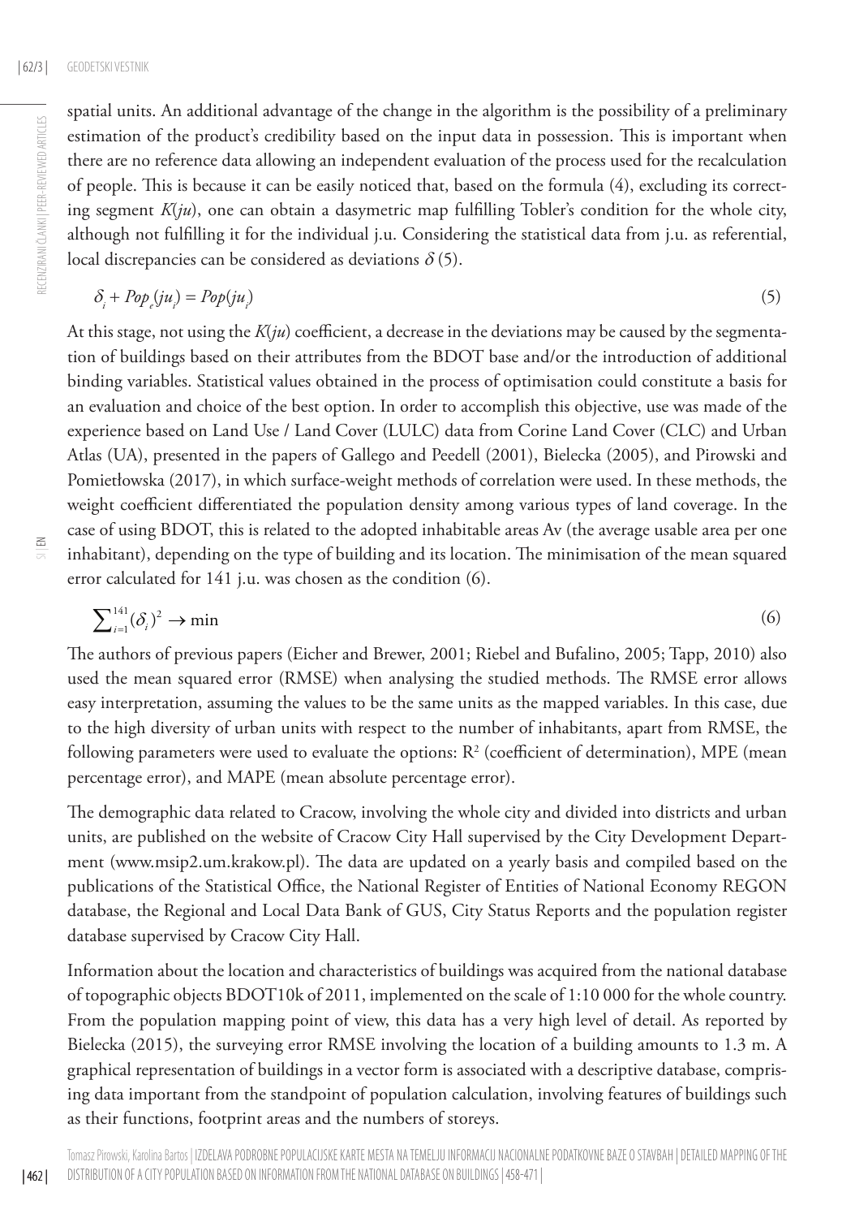spatial units. An additional advantage of the change in the algorithm is the possibility of a preliminary estimation of the product's credibility based on the input data in possession. This is important when there are no reference data allowing an independent evaluation of the process used for the recalculation of people. This is because it can be easily noticed that, based on the formula (4), excluding its correcting segment $K(ju)$, one can obtain a dasymetric map fulfilling Tobler's condition for the whole city, although not fulfilling it for the individual j.u. Considering the statistical data from j.u. as referential, local discrepancies can be considered as deviations $\delta$ (5).

$$\delta_i + Pop_e(ju_i) = Pop(ju_i) \tag{5}$$

At this stage, not using the $K(ju)$ coefficient, a decrease in the deviations may be caused by the segmentation of buildings based on their attributes from the BDOT base and/or the introduction of additional binding variables. Statistical values obtained in the process of optimisation could constitute a basis for an evaluation and choice of the best option. In order to accomplish this objective, use was made of the experience based on Land Use / Land Cover (LULC) data from Corine Land Cover (CLC) and Urban Atlas (UA), presented in the papers of Gallego and Peedell (2001), Bielecka (2005), and Pirowski and Pomietłowska (2017), in which surface-weight methods of correlation were used. In these methods, the weight coefficient differentiated the population density among various types of land coverage. In the case of using BDOT, this is related to the adopted inhabitable areas Av (the average usable area per one inhabitant), depending on the type of building and its location. The minimisation of the mean squared error calculated for 141 j.u. was chosen as the condition (6).

$$\sum_{i=1}^{141} (\delta_i)^2 \to \min \tag{6}$$

The authors of previous papers (Eicher and Brewer, 2001; Riebel and Bufalino, 2005; Tapp, 2010) also used the mean squared error (RMSE) when analysing the studied methods. The RMSE error allows easy interpretation, assuming the values to be the same units as the mapped variables. In this case, due to the high diversity of urban units with respect to the number of inhabitants, apart from RMSE, the following parameters were used to evaluate the options: $R^2$ (coefficient of determination), MPE (mean percentage error), and MAPE (mean absolute percentage error).

The demographic data related to Cracow, involving the whole city and divided into districts and urban units, are published on the website of Cracow City Hall supervised by the City Development Department (www.msip2.um.krakow.pl). The data are updated on a yearly basis and compiled based on the publications of the Statistical Office, the National Register of Entities of National Economy REGON database, the Regional and Local Data Bank of GUS, City Status Reports and the population register database supervised by Cracow City Hall.

Information about the location and characteristics of buildings was acquired from the national database of topographic objects BDOT10k of 2011, implemented on the scale of 1:10 000 for the whole country. From the population mapping point of view, this data has a very high level of detail. As reported by Bielecka (2015), the surveying error RMSE involving the location of a building amounts to 1.3 m. A graphical representation of buildings in a vector form is associated with a descriptive database, comprising data important from the standpoint of population calculation, involving features of buildings such as their functions, footprint areas and the numbers of storeys.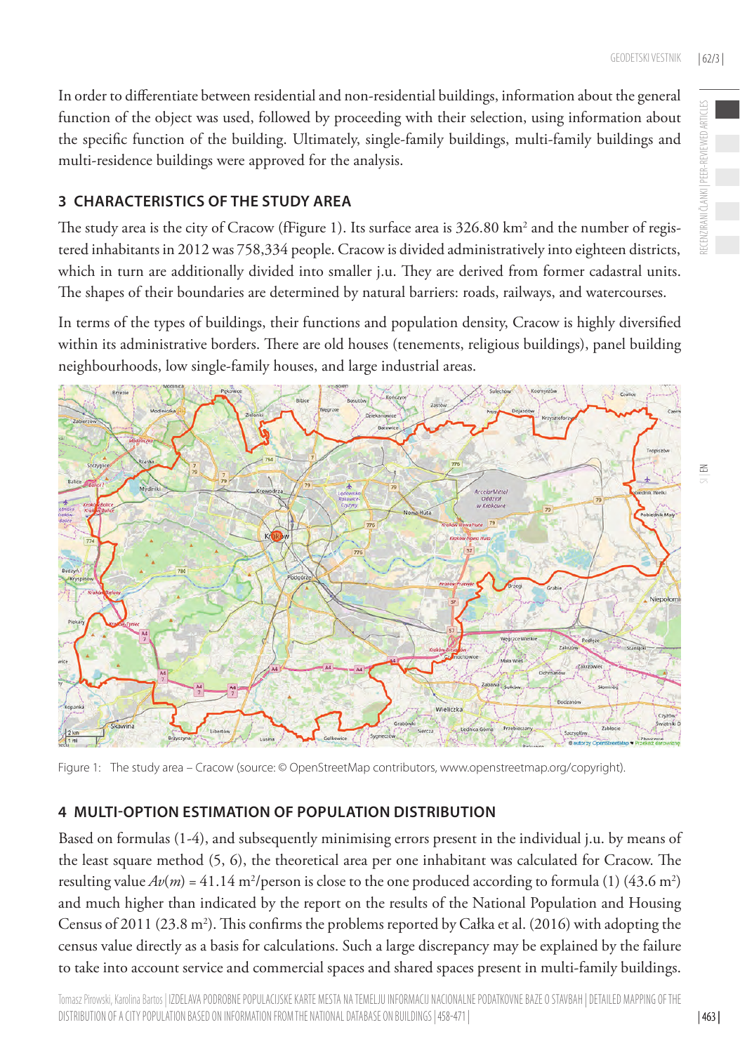In order to differentiate between residential and non-residential buildings, information about the general function of the object was used, followed by proceeding with their selection, using information about the specific function of the building. Ultimately, single-family buildings, multi-family buildings and multi-residence buildings were approved for the analysis.

## 3 CHARACTERISTICS OF THE STUDY AREA

The study area is the city of Cracow (fFigure 1). Its surface area is 326.80 km$^2$ and the number of registered inhabitants in 2012 was 758,334 people. Cracow is divided administratively into eighteen districts, which in turn are additionally divided into smaller j.u. They are derived from former cadastral units. The shapes of their boundaries are determined by natural barriers: roads, railways, and watercourses.

In terms of the types of buildings, their functions and population density, Cracow is highly diversified within its administrative borders. There are old houses (tenements, religious buildings), panel building neighbourhoods, low single-family houses, and large industrial areas.

Figure 1: The study area – Cracow (source: © OpenStreetMap contributors, www.openstreetmap.org/copyright).

## 4 MULTI-OPTION ESTIMATION OF POPULATION DISTRIBUTION

Based on formulas (1-4), and subsequently minimising errors present in the individual j.u. by means of the least square method (5, 6), the theoretical area per one inhabitant was calculated for Cracow. The resulting value $Av(m)$ = 41.14 m$^2$/person is close to the one produced according to formula (1) (43.6 m$^2$) and much higher than indicated by the report on the results of the National Population and Housing Census of 2011 (23.8 m$^2$). This confirms the problems reported by Całka et al. (2016) with adopting the census value directly as a basis for calculations. Such a large discrepancy may be explained by the failure to take into account service and commercial spaces and shared spaces present in multi-family buildings.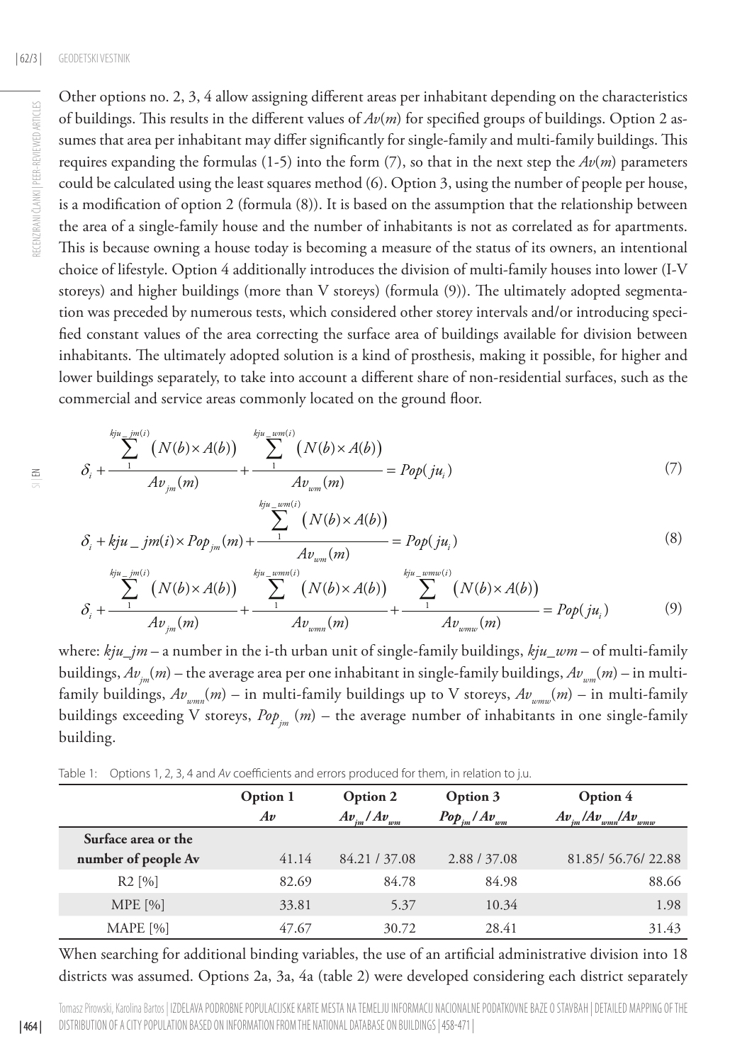Other options no. 2, 3, 4 allow assigning different areas per inhabitant depending on the characteristics of buildings. This results in the different values of $Av(m)$ for specified groups of buildings. Option 2 assumes that area per inhabitant may differ significantly for single-family and multi-family buildings. This requires expanding the formulas (1-5) into the form (7), so that in the next step the $Av(m)$ parameters could be calculated using the least squares method (6). Option 3, using the number of people per house, is a modification of option 2 (formula (8)). It is based on the assumption that the relationship between the area of a single-family house and the number of inhabitants is not as correlated as for apartments. This is because owning a house today is becoming a measure of the status of its owners, an intentional choice of lifestyle. Option 4 additionally introduces the division of multi-family houses into lower (I-V storeys) and higher buildings (more than V storeys) (formula (9)). The ultimately adopted segmentation was preceded by numerous tests, which considered other storey intervals and/or introducing specified constant values of the area correcting the surface area of buildings available for division between inhabitants. The ultimately adopted solution is a kind of prosthesis, making it possible, for higher and lower buildings separately, to take into account a different share of non-residential surfaces, such as the commercial and service areas commonly located on the ground floor.

$$\delta_i + \frac{\sum_{1}^{kju\_jm(i)} \left(N(b) \times A(b)\right)}{Av_{jm}(m)} + \frac{\sum_{1}^{kju\_wm(i)} \left(N(b) \times A(b)\right)}{Av_{wm}(m)} = Pop(ju_i) \tag{7}$$

$$\delta_i + kju\_jm(i) \times Pop_{jm}(m) + \frac{\sum_{1}^{kju\_wm(i)} \left(N(b) \times A(b)\right)}{Av_{wm}(m)} = Pop(ju_i) \tag{8}$$

$$\delta_i + \frac{\sum_{1}^{kju\_jm(i)} \left(N(b) \times A(b)\right)}{Av_{jm}(m)} + \frac{\sum_{1}^{kju\_wmn(i)} \left(N(b) \times A(b)\right)}{Av_{wmn}(m)} + \frac{\sum_{1}^{kju\_wmw(i)} \left(N(b) \times A(b)\right)}{Av_{wmw}(m)} = Pop(ju_i) \tag{9}$$

where: $kju\_jm$ – a number in the i-th urban unit of single-family buildings, $kju\_wm$ – of multi-family buildings, $Av_{jm}(m)$ – the average area per one inhabitant in single-family buildings, $Av_{wm}(m)$ – in multi-family buildings, $Av_{wmn}(m)$ – in multi-family buildings up to V storeys, $Av_{wmw}(m)$ – in multi-family buildings exceeding V storeys, $Pop_{jm}(m)$ – the average number of inhabitants in one single-family building.

Table 1: Options 1, 2, 3, 4 and *Av* coefficients and errors produced for them, in relation to j.u.

| | **Option 1** $Av$ | **Option 2** $Av_{jm} / Av_{wm}$ | **Option 3** $Pop_{jm} / Av_{wm}$ | **Option 4** $Av_{jm} / Av_{wmn} / Av_{wmw}$ |
|---|---|---|---|---|
| **Surface area or the number of people Av** | 41.14 | 84.21 / 37.08 | 2.88 / 37.08 | 81.85/ 56.76/ 22.88 |
| R2 [%] | 82.69 | 84.78 | 84.98 | 88.66 |
| MPE [%] | 33.81 | 5.37 | 10.34 | 1.98 |
| MAPE [%] | 47.67 | 30.72 | 28.41 | 31.43 |

When searching for additional binding variables, the use of an artificial administrative division into 18 districts was assumed. Options 2a, 3a, 4a (table 2) were developed considering each district separately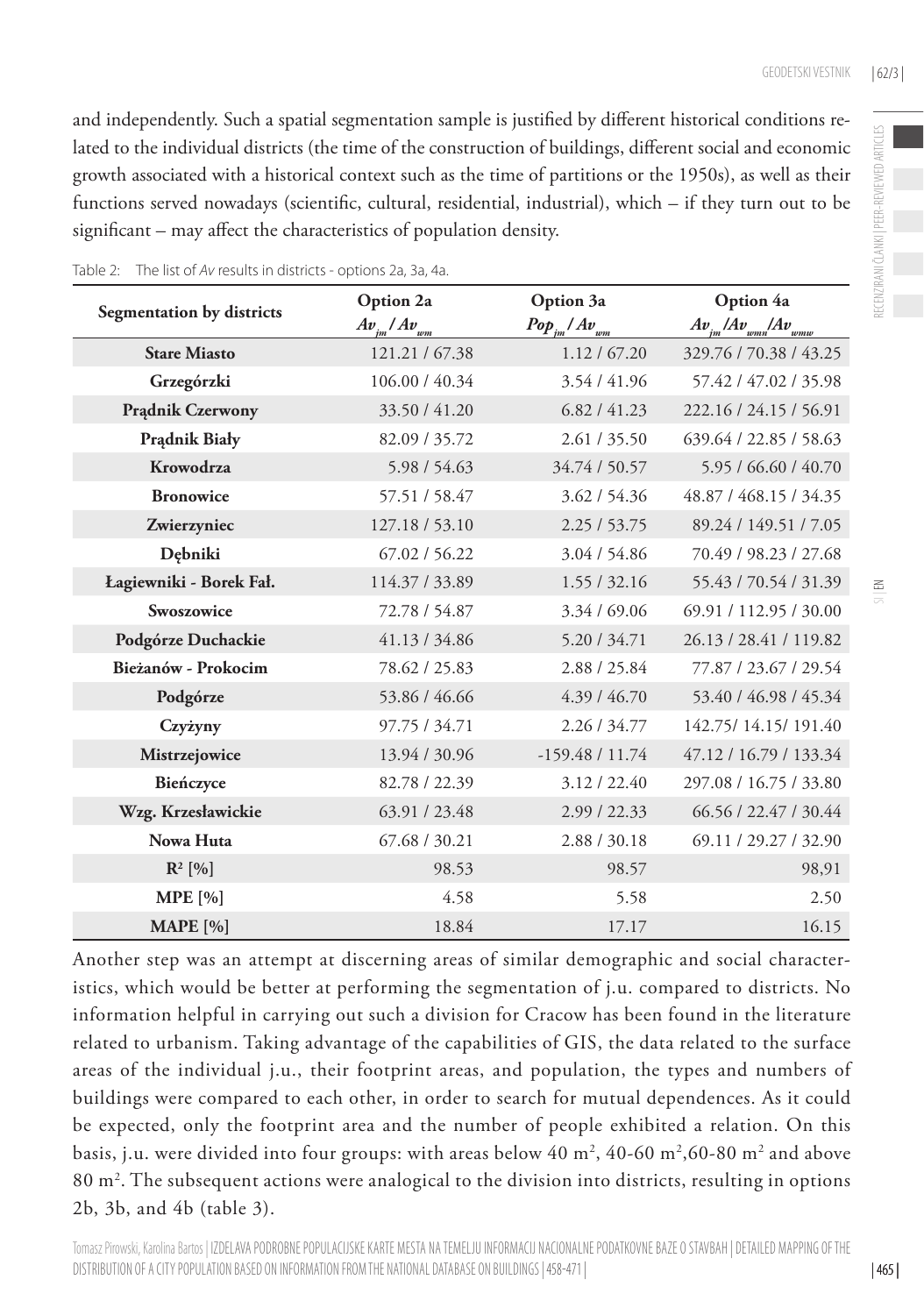and independently. Such a spatial segmentation sample is justified by different historical conditions related to the individual districts (the time of the construction of buildings, different social and economic growth associated with a historical context such as the time of partitions or the 1950s), as well as their functions served nowadays (scientific, cultural, residential, industrial), which – if they turn out to be significant – may affect the characteristics of population density.

Table 2: The list of *Av* results in districts - options 2a, 3a, 4a.

| Segmentation by districts | Option 2a $Av_{jm}$ / $Av_{wm}$ | Option 3a $Pop_{jm}$ / $Av_{wm}$ | Option 4a $Av_{jm}$ /$Av_{wmn}$ /$Av_{wmw}$ |
|---|---|---|---|
| **Stare Miasto** | 121.21 / 67.38 | 1.12 / 67.20 | 329.76 / 70.38 / 43.25 |
| **Grzegórzki** | 106.00 / 40.34 | 3.54 / 41.96 | 57.42 / 47.02 / 35.98 |
| **Prądnik Czerwony** | 33.50 / 41.20 | 6.82 / 41.23 | 222.16 / 24.15 / 56.91 |
| **Prądnik Biały** | 82.09 / 35.72 | 2.61 / 35.50 | 639.64 / 22.85 / 58.63 |
| **Krowodrza** | 5.98 / 54.63 | 34.74 / 50.57 | 5.95 / 66.60 / 40.70 |
| **Bronowice** | 57.51 / 58.47 | 3.62 / 54.36 | 48.87 / 468.15 / 34.35 |
| **Zwierzyniec** | 127.18 / 53.10 | 2.25 / 53.75 | 89.24 / 149.51 / 7.05 |
| **Dębniki** | 67.02 / 56.22 | 3.04 / 54.86 | 70.49 / 98.23 / 27.68 |
| **Łagiewniki - Borek Fał.** | 114.37 / 33.89 | 1.55 / 32.16 | 55.43 / 70.54 / 31.39 |
| **Swoszowice** | 72.78 / 54.87 | 3.34 / 69.06 | 69.91 / 112.95 / 30.00 |
| **Podgórze Duchackie** | 41.13 / 34.86 | 5.20 / 34.71 | 26.13 / 28.41 / 119.82 |
| **Bieżanów - Prokocim** | 78.62 / 25.83 | 2.88 / 25.84 | 77.87 / 23.67 / 29.54 |
| **Podgórze** | 53.86 / 46.66 | 4.39 / 46.70 | 53.40 / 46.98 / 45.34 |
| **Czyżyny** | 97.75 / 34.71 | 2.26 / 34.77 | 142.75/ 14.15/ 191.40 |
| **Mistrzejowice** | 13.94 / 30.96 | -159.48 / 11.74 | 47.12 / 16.79 / 133.34 |
| **Bieńczyce** | 82.78 / 22.39 | 3.12 / 22.40 | 297.08 / 16.75 / 33.80 |
| **Wzg. Krzesławickie** | 63.91 / 23.48 | 2.99 / 22.33 | 66.56 / 22.47 / 30.44 |
| **Nowa Huta** | 67.68 / 30.21 | 2.88 / 30.18 | 69.11 / 29.27 / 32.90 |
| **$R^2$ [%]** | 98.53 | 98.57 | 98,91 |
| **MPE [%]** | 4.58 | 5.58 | 2.50 |
| **MAPE [%]** | 18.84 | 17.17 | 16.15 |

Another step was an attempt at discerning areas of similar demographic and social characteristics, which would be better at performing the segmentation of j.u. compared to districts. No information helpful in carrying out such a division for Cracow has been found in the literature related to urbanism. Taking advantage of the capabilities of GIS, the data related to the surface areas of the individual j.u., their footprint areas, and population, the types and numbers of buildings were compared to each other, in order to search for mutual dependences. As it could be expected, only the footprint area and the number of people exhibited a relation. On this basis, j.u. were divided into four groups: with areas below 40 m$^2$, 40-60 m$^2$,60-80 m$^2$ and above 80 m$^2$. The subsequent actions were analogical to the division into districts, resulting in options 2b, 3b, and 4b (table 3).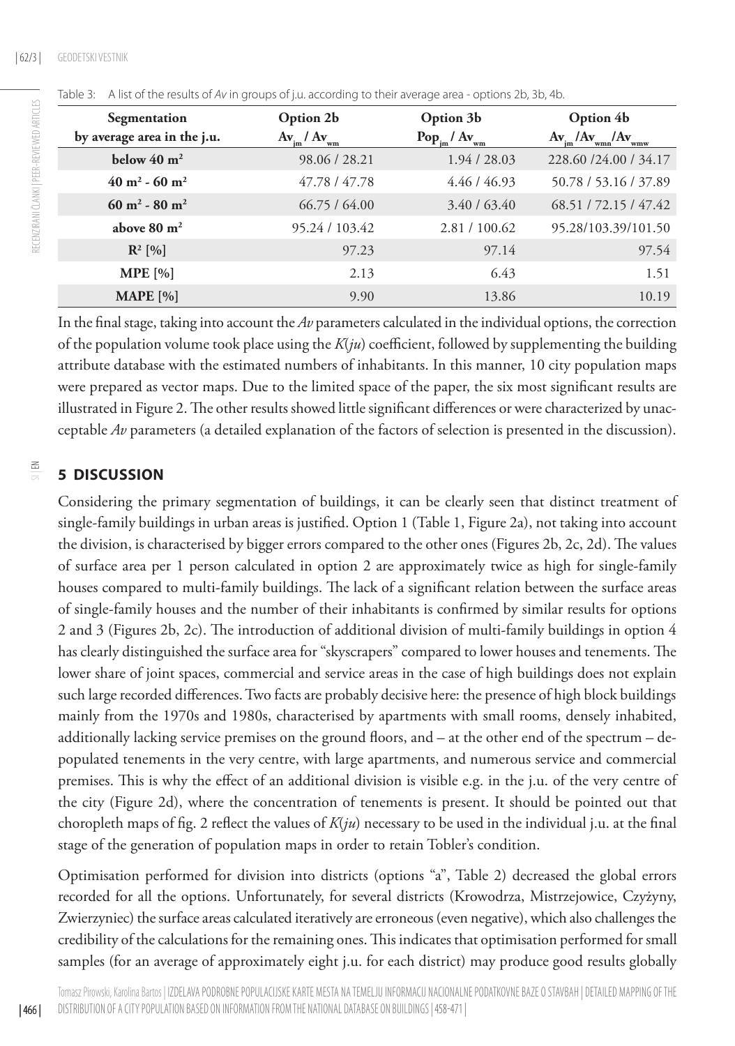Table 3: A list of the results of *Av* in groups of j.u. according to their average area - options 2b, 3b, 4b.

| Segmentation by average area in the j.u. | Option 2b $Av_{jm}$ / $Av_{wm}$ | Option 3b $Pop_{jm}$ / $Av_{wm}$ | Option 4b $Av_{jm}$ /$Av_{wmn}$/$Av_{wmw}$ |
|---|---|---|---|
| below 40 $m^2$ | 98.06 / 28.21 | 1.94 / 28.03 | 228.60 /24.00 / 34.17 |
| 40 $m^2$ - 60 $m^2$ | 47.78 / 47.78 | 4.46 / 46.93 | 50.78 / 53.16 / 37.89 |
| 60 $m^2$ - 80 $m^2$ | 66.75 / 64.00 | 3.40 / 63.40 | 68.51 / 72.15 / 47.42 |
| above 80 $m^2$ | 95.24 / 103.42 | 2.81 / 100.62 | 95.28/103.39/101.50 |
| $R^2$ [%] | 97.23 | 97.14 | 97.54 |
| MPE [%] | 2.13 | 6.43 | 1.51 |
| MAPE [%] | 9.90 | 13.86 | 10.19 |

In the final stage, taking into account the *Av* parameters calculated in the individual options, the correction of the population volume took place using the *K*(*ju*) coefficient, followed by supplementing the building attribute database with the estimated numbers of inhabitants. In this manner, 10 city population maps were prepared as vector maps. Due to the limited space of the paper, the six most significant results are illustrated in Figure 2. The other results showed little significant differences or were characterized by unacceptable *Av* parameters (a detailed explanation of the factors of selection is presented in the discussion).

## 5 DISCUSSION

Considering the primary segmentation of buildings, it can be clearly seen that distinct treatment of single-family buildings in urban areas is justified. Option 1 (Table 1, Figure 2a), not taking into account the division, is characterised by bigger errors compared to the other ones (Figures 2b, 2c, 2d). The values of surface area per 1 person calculated in option 2 are approximately twice as high for single-family houses compared to multi-family buildings. The lack of a significant relation between the surface areas of single-family houses and the number of their inhabitants is confirmed by similar results for options 2 and 3 (Figures 2b, 2c). The introduction of additional division of multi-family buildings in option 4 has clearly distinguished the surface area for "skyscrapers" compared to lower houses and tenements. The lower share of joint spaces, commercial and service areas in the case of high buildings does not explain such large recorded differences. Two facts are probably decisive here: the presence of high block buildings mainly from the 1970s and 1980s, characterised by apartments with small rooms, densely inhabited, additionally lacking service premises on the ground floors, and – at the other end of the spectrum – depopulated tenements in the very centre, with large apartments, and numerous service and commercial premises. This is why the effect of an additional division is visible e.g. in the j.u. of the very centre of the city (Figure 2d), where the concentration of tenements is present. It should be pointed out that choropleth maps of fig. 2 reflect the values of *K*(*ju*) necessary to be used in the individual j.u. at the final stage of the generation of population maps in order to retain Tobler's condition.

Optimisation performed for division into districts (options "a", Table 2) decreased the global errors recorded for all the options. Unfortunately, for several districts (Krowodrza, Mistrzejowice, Czyżyny, Zwierzyniec) the surface areas calculated iteratively are erroneous (even negative), which also challenges the credibility of the calculations for the remaining ones. This indicates that optimisation performed for small samples (for an average of approximately eight j.u. for each district) may produce good results globally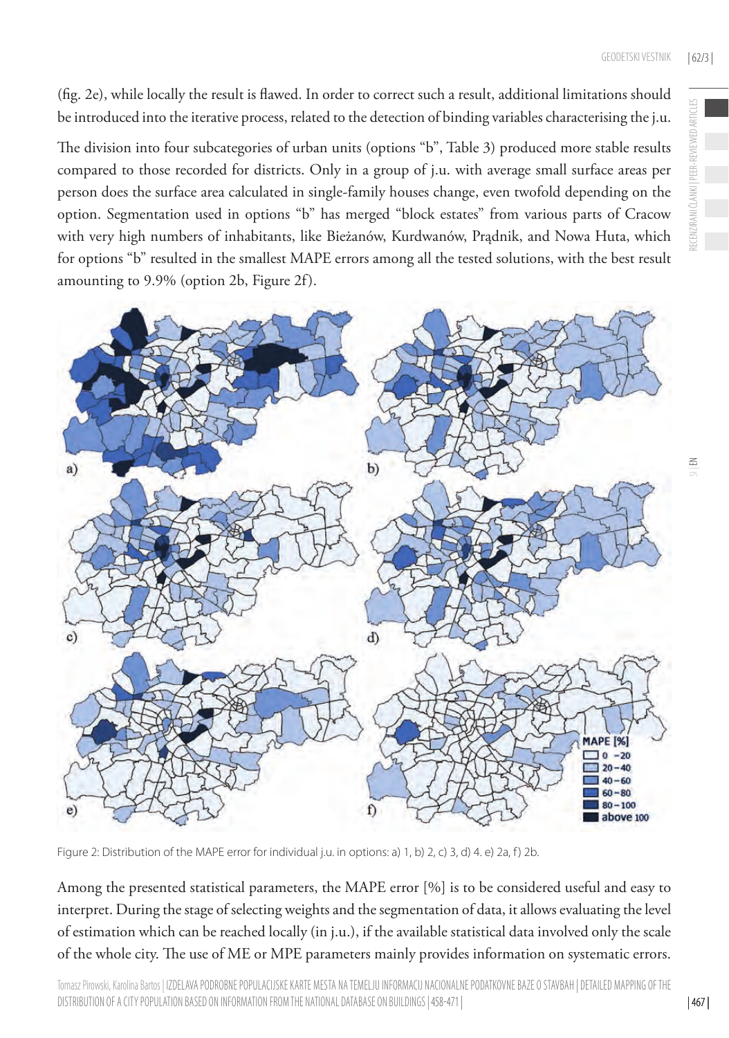(fig. 2e), while locally the result is flawed. In order to correct such a result, additional limitations should be introduced into the iterative process, related to the detection of binding variables characterising the j.u.

The division into four subcategories of urban units (options "b", Table 3) produced more stable results compared to those recorded for districts. Only in a group of j.u. with average small surface areas per person does the surface area calculated in single-family houses change, even twofold depending on the option. Segmentation used in options "b" has merged "block estates" from various parts of Cracow with very high numbers of inhabitants, like Bieżanów, Kurdwanów, Prądnik, and Nowa Huta, which for options "b" resulted in the smallest MAPE errors among all the tested solutions, with the best result amounting to 9.9% (option 2b, Figure 2f).

Figure 2: Distribution of the MAPE error for individual j.u. in options: a) 1, b) 2, c) 3, d) 4. e) 2a, f) 2b.

Among the presented statistical parameters, the MAPE error [%] is to be considered useful and easy to interpret. During the stage of selecting weights and the segmentation of data, it allows evaluating the level of estimation which can be reached locally (in j.u.), if the available statistical data involved only the scale of the whole city. The use of ME or MPE parameters mainly provides information on systematic errors.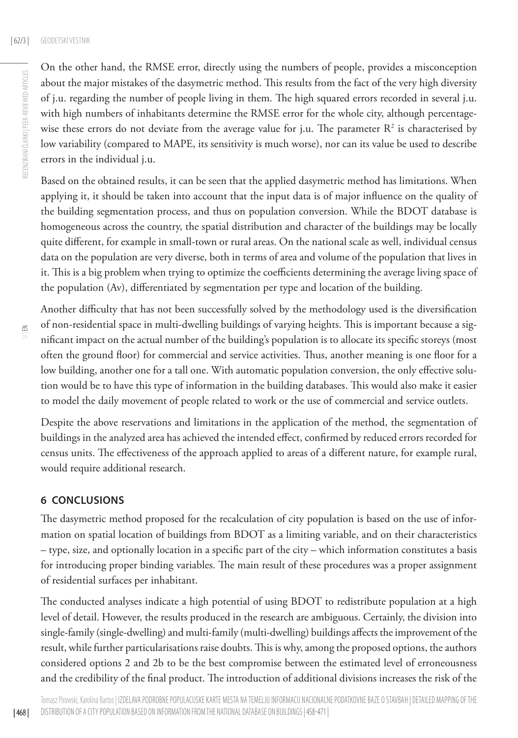On the other hand, the RMSE error, directly using the numbers of people, provides a misconception about the major mistakes of the dasymetric method. This results from the fact of the very high diversity of j.u. regarding the number of people living in them. The high squared errors recorded in several j.u. with high numbers of inhabitants determine the RMSE error for the whole city, although percentage-wise these errors do not deviate from the average value for j.u. The parameter $R^2$ is characterised by low variability (compared to MAPE, its sensitivity is much worse), nor can its value be used to describe errors in the individual j.u.

Based on the obtained results, it can be seen that the applied dasymetric method has limitations. When applying it, it should be taken into account that the input data is of major influence on the quality of the building segmentation process, and thus on population conversion. While the BDOT database is homogeneous across the country, the spatial distribution and character of the buildings may be locally quite different, for example in small-town or rural areas. On the national scale as well, individual census data on the population are very diverse, both in terms of area and volume of the population that lives in it. This is a big problem when trying to optimize the coefficients determining the average living space of the population (Av), differentiated by segmentation per type and location of the building.

Another difficulty that has not been successfully solved by the methodology used is the diversification of non-residential space in multi-dwelling buildings of varying heights. This is important because a significant impact on the actual number of the building's population is to allocate its specific storeys (most often the ground floor) for commercial and service activities. Thus, another meaning is one floor for a low building, another one for a tall one. With automatic population conversion, the only effective solution would be to have this type of information in the building databases. This would also make it easier to model the daily movement of people related to work or the use of commercial and service outlets.

Despite the above reservations and limitations in the application of the method, the segmentation of buildings in the analyzed area has achieved the intended effect, confirmed by reduced errors recorded for census units. The effectiveness of the approach applied to areas of a different nature, for example rural, would require additional research.

## 6 CONCLUSIONS

The dasymetric method proposed for the recalculation of city population is based on the use of information on spatial location of buildings from BDOT as a limiting variable, and on their characteristics – type, size, and optionally location in a specific part of the city – which information constitutes a basis for introducing proper binding variables. The main result of these procedures was a proper assignment of residential surfaces per inhabitant.

The conducted analyses indicate a high potential of using BDOT to redistribute population at a high level of detail. However, the results produced in the research are ambiguous. Certainly, the division into single-family (single-dwelling) and multi-family (multi-dwelling) buildings affects the improvement of the result, while further particularisations raise doubts. This is why, among the proposed options, the authors considered options 2 and 2b to be the best compromise between the estimated level of erroneousness and the credibility of the final product. The introduction of additional divisions increases the risk of the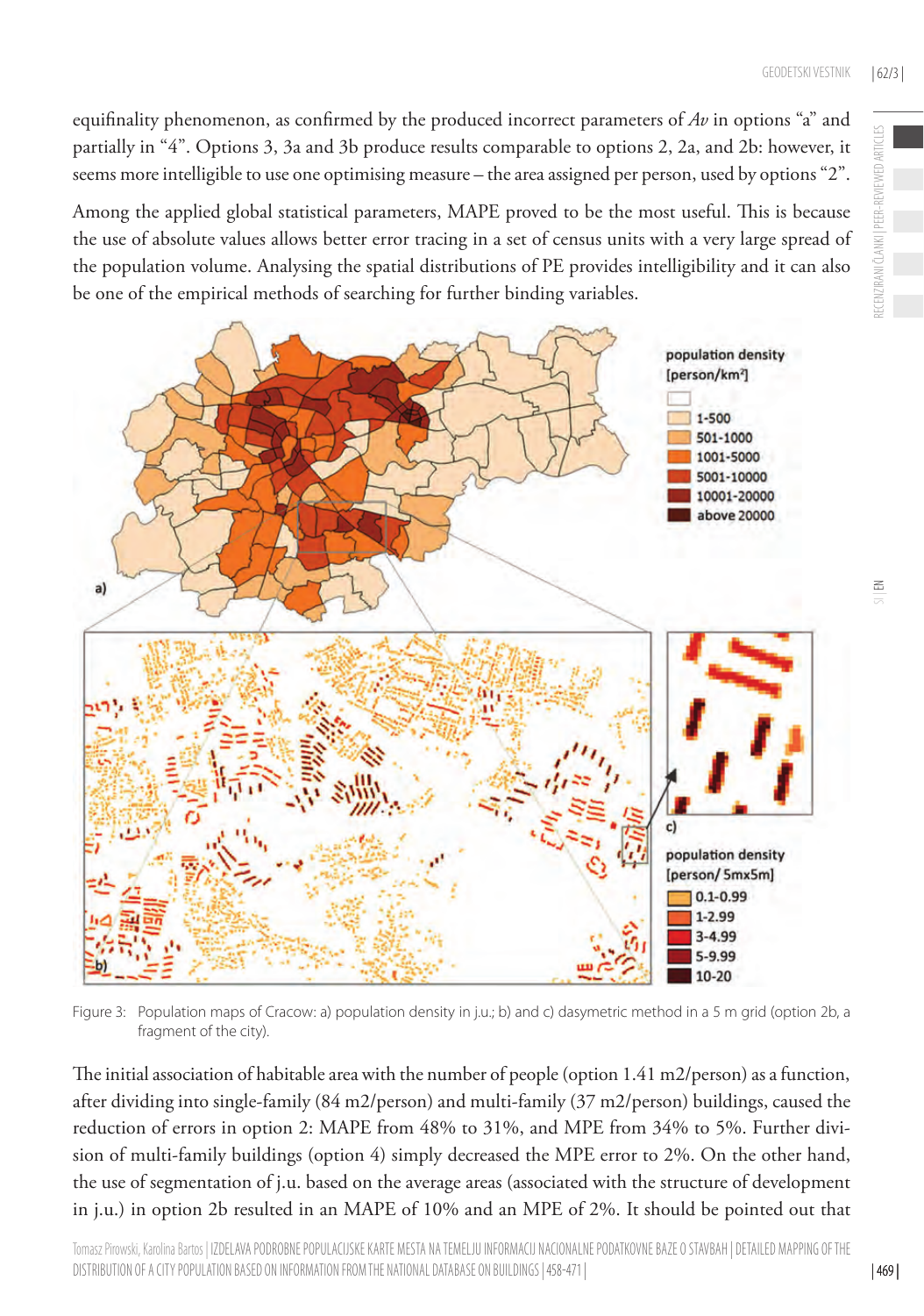equifinality phenomenon, as confirmed by the produced incorrect parameters of *Av* in options "a" and partially in "4". Options 3, 3a and 3b produce results comparable to options 2, 2a, and 2b: however, it seems more intelligible to use one optimising measure – the area assigned per person, used by options "2".

Among the applied global statistical parameters, MAPE proved to be the most useful. This is because the use of absolute values allows better error tracing in a set of census units with a very large spread of the population volume. Analysing the spatial distributions of PE provides intelligibility and it can also be one of the empirical methods of searching for further binding variables.

Figure 3: Population maps of Cracow: a) population density in j.u.; b) and c) dasymetric method in a 5 m grid (option 2b, a fragment of the city).

The initial association of habitable area with the number of people (option 1.41 m2/person) as a function, after dividing into single-family (84 m2/person) and multi-family (37 m2/person) buildings, caused the reduction of errors in option 2: MAPE from 48% to 31%, and MPE from 34% to 5%. Further division of multi-family buildings (option 4) simply decreased the MPE error to 2%. On the other hand, the use of segmentation of j.u. based on the average areas (associated with the structure of development in j.u.) in option 2b resulted in an MAPE of 10% and an MPE of 2%. It should be pointed out that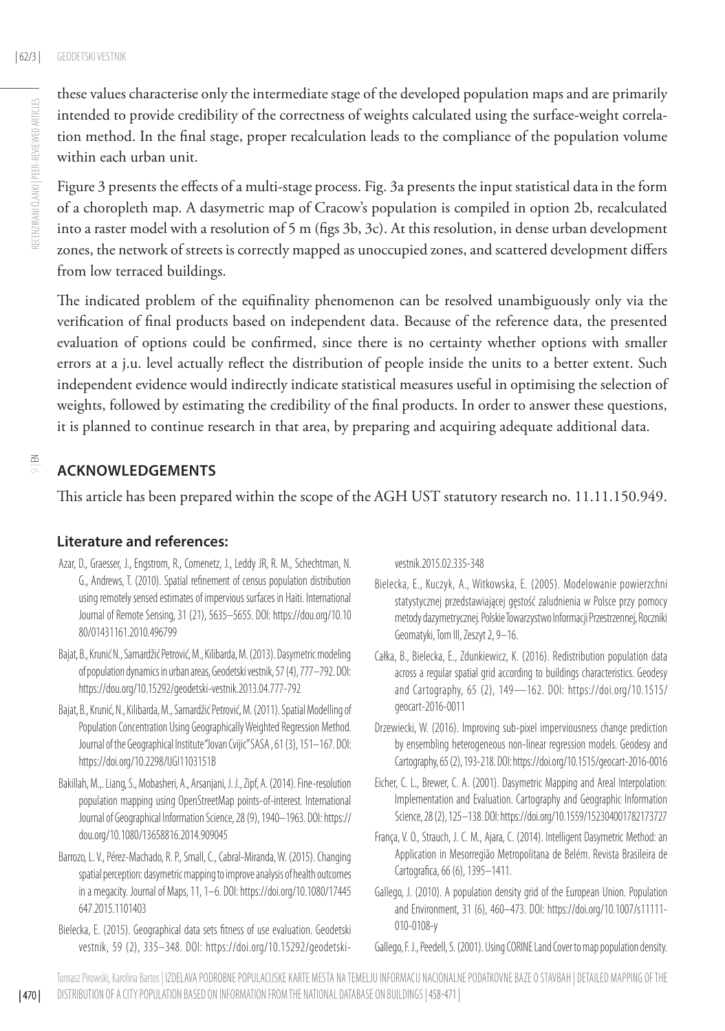these values characterise only the intermediate stage of the developed population maps and are primarily intended to provide credibility of the correctness of weights calculated using the surface-weight correlation method. In the final stage, proper recalculation leads to the compliance of the population volume within each urban unit.

Figure 3 presents the effects of a multi-stage process. Fig. 3a presents the input statistical data in the form of a choropleth map. A dasymetric map of Cracow's population is compiled in option 2b, recalculated into a raster model with a resolution of 5 m (figs 3b, 3c). At this resolution, in dense urban development zones, the network of streets is correctly mapped as unoccupied zones, and scattered development differs from low terraced buildings.

The indicated problem of the equifinality phenomenon can be resolved unambiguously only via the verification of final products based on independent data. Because of the reference data, the presented evaluation of options could be confirmed, since there is no certainty whether options with smaller errors at a j.u. level actually reflect the distribution of people inside the units to a better extent. Such independent evidence would indirectly indicate statistical measures useful in optimising the selection of weights, followed by estimating the credibility of the final products. In order to answer these questions, it is planned to continue research in that area, by preparing and acquiring adequate additional data.

## ACKNOWLEDGEMENTS

This article has been prepared within the scope of the AGH UST statutory research no. 11.11.150.949.

### Literature and references:

Azar, D., Graesser, J., Engstrom, R., Comenetz, J., Leddy JR, R. M., Schechtman, N. G., Andrews, T. (2010). Spatial refinement of census population distribution using remotely sensed estimates of impervious surfaces in Haiti. International Journal of Remote Sensing, 31 (21), 5635–5655. DOI: https://dou.org/10.1080/01431161.2010.496799

Bajat, B., Krunić N., Samardžić Petrović, M., Kilibarda, M. (2013). Dasymetric modeling of population dynamics in urban areas, Geodetski vestnik, 57 (4), 777–792. DOI: https://dou.org/10.15292/geodetski-vestnik.2013.04.777-792

Bajat, B., Krunić, N., Kilibarda, M., Samardžić Petrović, M. (2011). Spatial Modelling of Population Concentration Using Geographically Weighted Regression Method. Journal of the Geographical Institute "Jovan Cvijic" SASA , 61 (3), 151–167. DOI: https://doi.org/10.2298/IJGI1103151B

Bakillah, M.,. Liang, S., Mobasheri, A., Arsanjani, J. J., Zipf, A. (2014). Fine-resolution population mapping using OpenStreetMap points-of-interest. International Journal of Geographical Information Science, 28 (9), 1940–1963. DOI: https://dou.org/10.1080/13658816.2014.909045

Barrozo, L. V., Pérez-Machado, R. P., Small, C., Cabral-Miranda, W. (2015). Changing spatial perception: dasymetric mapping to improve analysis of health outcomes in a megacity. Journal of Maps, 11, 1–6. DOI: https://doi.org/10.1080/17445647.2015.1101403

Bielecka, E. (2015). Geographical data sets fitness of use evaluation. Geodetski vestnik, 59 (2), 335–348. DOI: https://doi.org/10.15292/geodetski-vestnik.2015.02.335-348

Bielecka, E., Kuczyk, A., Witkowska, E. (2005). Modelowanie powierzchni statystycznej przedstawiającej gęstość zaludnienia w Polsce przy pomocy metody dazymetrycznej. Polskie Towarzystwo Informacji Przestrzennej, Roczniki Geomatyki, Tom III, Zeszyt 2, 9–16.

Całka, B., Bielecka, E., Zdunkiewicz, K. (2016). Redistribution population data across a regular spatial grid according to buildings characteristics. Geodesy and Cartography, 65 (2), 149—162. DOI: https://doi.org/10.1515/geocart-2016-0011

Drzewiecki, W. (2016). Improving sub-pixel imperviousness change prediction by ensembling heterogeneous non-linear regression models. Geodesy and Cartography, 65 (2), 193-218. DOI: https://doi.org/10.1515/geocart-2016-0016

Eicher, C. L., Brewer, C. A. (2001). Dasymetric Mapping and Areal Interpolation: Implementation and Evaluation. Cartography and Geographic Information Science, 28 (2), 125–138. DOI: https://doi.org/10.1559/152304001782173727

França, V. O., Strauch, J. C. M., Ajara, C. (2014). Intelligent Dasymetric Method: an Application in Mesorregião Metropolitana de Belém. Revista Brasileira de Cartografica, 66 (6), 1395–1411.

Gallego, J. (2010). A population density grid of the European Union. Population and Environment, 31 (6), 460–473. DOI: https://doi.org/10.1007/s11111-010-0108-y

Gallego, F. J., Peedell, S. (2001). Using CORINE Land Cover to map population density.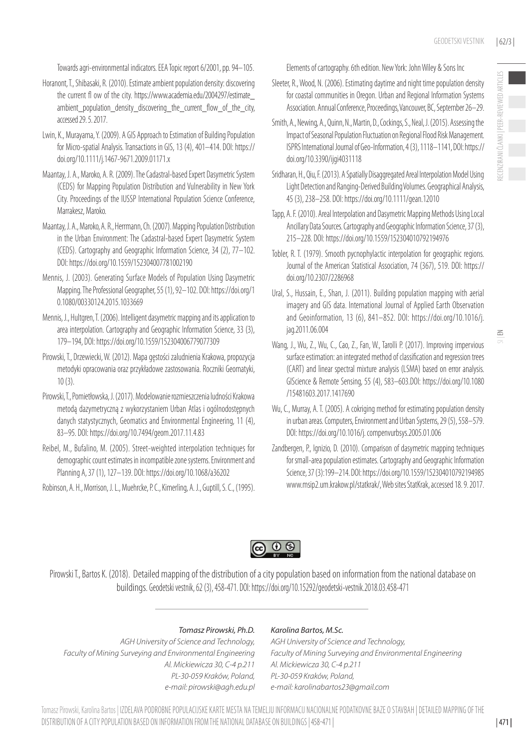Towards agri-environmental indicators. EEA Topic report 6/2001, pp. 94–105.

Horanont, T., Shibasaki, R. (2010). Estimate ambient population density: discovering the current fl ow of the city. https://www.academia.edu/2004297/estimate_ambient_population_density_discovering_the_current_flow_of_the_city, accessed 29. 5. 2017.

Lwin, K., Murayama, Y. (2009). A GIS Approach to Estimation of Building Population for Micro-spatial Analysis. Transactions in GIS, 13 (4), 401–414. DOI: https://doi.org/10.1111/j.1467-9671.2009.01171.x

Maantay, J. A., Maroko, A. R. (2009). The Cadastral-based Expert Dasymetric System (CEDS) for Mapping Population Distribution and Vulnerability in New York City. Proceedings of the IUSSP International Population Science Conference, Marrakesz, Maroko.

Maantay, J. A., Maroko, A. R., Herrmann, Ch. (2007). Mapping Population Distribution in the Urban Environment: The Cadastral-based Expert Dasymetric System (CEDS). Cartography and Geographic Information Science, 34 (2), 77–102. DOI: https://doi.org/10.1559/152304007781002190

Mennis, J. (2003). Generating Surface Models of Population Using Dasymetric Mapping. The Professional Geographer, 55 (1), 92–102. DOI: https://doi.org/10.1080/00330124.2015.1033669

Mennis, J., Hultgren, T. (2006). Intelligent dasymetric mapping and its application to area interpolation. Cartography and Geographic Information Science, 33 (3), 179–194, DOI: https://doi.org/10.1559/152304006779077309

Pirowski, T., Drzewiecki, W. (2012). Mapa gęstości zaludnienia Krakowa, propozycja metodyki opracowania oraz przykładowe zastosowania. Roczniki Geomatyki, 10 (3).

Pirowski, T., Pomietłowska, J. (2017). Modelowanie rozmieszczenia ludności Krakowa metodą dazymetryczną z wykorzystaniem Urban Atlas i ogólnodostępnych danych statystycznych, Geomatics and Environmental Engineering, 11 (4), 83–95. DOI: https://doi.org/10.7494/geom.2017.11.4.83

Reibel, M., Bufalino, M. (2005). Street-weighted interpolation techniques for demographic count estimates in incompatible zone systems. Environment and Planning A, 37 (1), 127–139. DOI: https://doi.org/10.1068/a36202

Robinson, A. H., Morrison, J. L., Muehrcke, P. C., Kimerling, A. J., Guptill, S. C., (1995). Elements of cartography. 6th edition. New York: John Wiley & Sons Inc

Sleeter, R., Wood, N. (2006). Estimating daytime and night time population density for coastal communities in Oregon. Urban and Regional Information Systems Association. Annual Conference, Proceedings, Vancouver, BC, September 26–29.

Smith, A., Newing, A., Quinn, N., Martin, D., Cockings, S., Neal, J. (2015). Assessing the Impact of Seasonal Population Fluctuation on Regional Flood Risk Management. ISPRS International Journal of Geo-Information, 4 (3), 1118–1141, DOI: https://doi.org/10.3390/ijgi4031118

Sridharan, H., Qiu, F. (2013). A Spatially Disaggregated Areal Interpolation Model Using Light Detection and Ranging-Derived Building Volumes. Geographical Analysis, 45 (3), 238–258. DOI: https://doi.org/10.1111/gean.12010

Tapp, A. F. (2010). Areal Interpolation and Dasymetric Mapping Methods Using Local Ancillary Data Sources. Cartography and Geographic Information Science, 37 (3), 215–228. DOI: https://doi.org/10.1559/152304010792194976

Tobler, R. T. (1979). Smooth pycnophylactic interpolation for geographic regions. Journal of the American Statistical Association, 74 (367), 519. DOI: https://doi.org/10.2307/2286968

Ural, S., Hussain, E., Shan, J. (2011). Building population mapping with aerial imagery and GIS data. International Journal of Applied Earth Observation and Geoinformation, 13 (6), 841–852. DOI: https://doi.org/10.1016/j.jag.2011.06.004

Wang, J., Wu, Z., Wu, C., Cao, Z., Fan, W., Tarolli P. (2017). Improving impervious surface estimation: an integrated method of classification and regression trees (CART) and linear spectral mixture analysis (LSMA) based on error analysis. GIScience & Remote Sensing, 55 (4), 583–603.DOI: https://doi.org/10.1080/15481603.2017.1417690

Wu, C., Murray, A. T. (2005). A cokriging method for estimating population density in urban areas. Computers, Environment and Urban Systems, 29 (5), 558–579. DOI: https://doi.org/10.1016/j. compenvurbsys.2005.01.006

Zandbergen, P., Ignizio, D. (2010). Comparison of dasymetric mapping techniques for small-area population estimates. Cartography and Geographic Information Science, 37 (3):199–214. DOI: https://doi.org/10.1559/152304010792194985 www.msip2.um.krakow.pl/statkrak/, Web sites StatKrak, accessed 18. 9. 2017.

Pirowski T., Bartos K. (2018). Detailed mapping of the distribution of a city population based on information from the national database on buildings. Geodetski vestnik, 62 (3), 458-471. DOI: https://doi.org/10.15292/geodetski-vestnik.2018.03.458-471

*Tomasz Pirowski, Ph.D.*
*AGH University of Science and Technology,*
*Faculty of Mining Surveying and Environmental Engineering*
*Al. Mickiewicza 30, C-4 p.211*
*PL-30-059 Kraków, Poland,*
*e-mail: pirowski@agh.edu.pl*

*Karolina Bartos, M.Sc.*
*AGH University of Science and Technology,*
*Faculty of Mining Surveying and Environmental Engineering*
*Al. Mickiewicza 30, C-4 p.211*
*PL-30-059 Kraków, Poland,*
*e-mail: karolinabartos23@gmail.com*